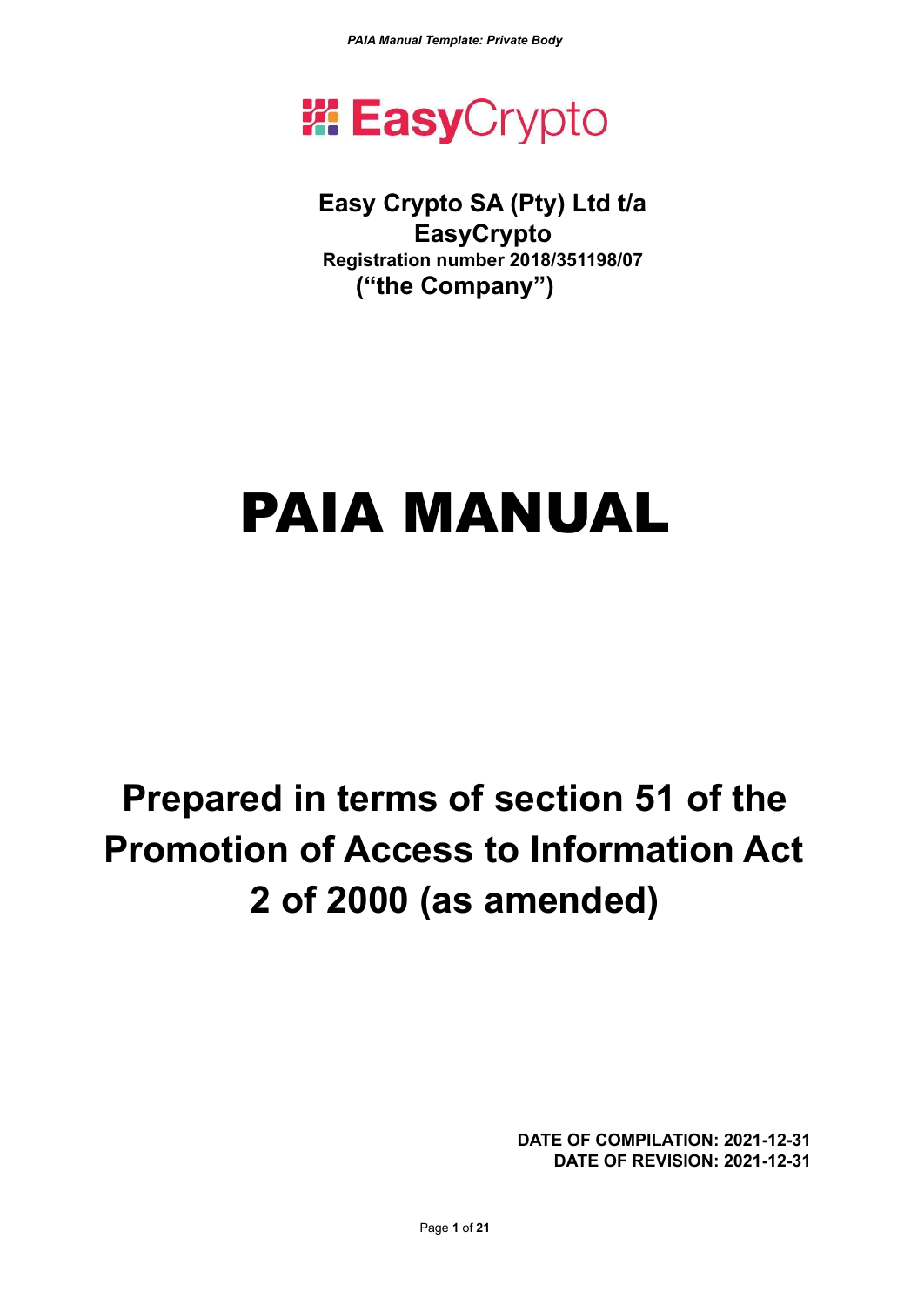**EasyCrypto**

**Easy Crypto SA (Pty) Ltd t/a EasyCrypto**
**Registration number 2018/351198/07**
**("the Company")**

# PAIA MANUAL

## Prepared in terms of section 51 of the Promotion of Access to Information Act 2 of 2000 (as amended)

**DATE OF COMPILATION: 2021-12-31**
**DATE OF REVISION: 2021-12-31**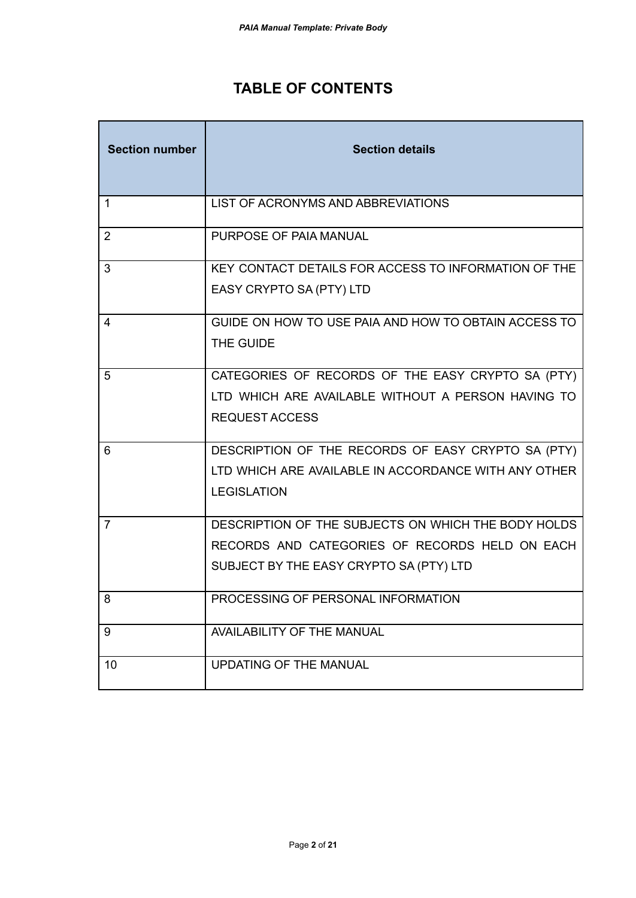# TABLE OF CONTENTS

| Section number | Section details |
| --- | --- |
| 1 | LIST OF ACRONYMS AND ABBREVIATIONS |
| 2 | PURPOSE OF PAIA MANUAL |
| 3 | KEY CONTACT DETAILS FOR ACCESS TO INFORMATION OF THE EASY CRYPTO SA (PTY) LTD |
| 4 | GUIDE ON HOW TO USE PAIA AND HOW TO OBTAIN ACCESS TO THE GUIDE |
| 5 | CATEGORIES OF RECORDS OF THE EASY CRYPTO SA (PTY) LTD WHICH ARE AVAILABLE WITHOUT A PERSON HAVING TO REQUEST ACCESS |
| 6 | DESCRIPTION OF THE RECORDS OF EASY CRYPTO SA (PTY) LTD WHICH ARE AVAILABLE IN ACCORDANCE WITH ANY OTHER LEGISLATION |
| 7 | DESCRIPTION OF THE SUBJECTS ON WHICH THE BODY HOLDS RECORDS AND CATEGORIES OF RECORDS HELD ON EACH SUBJECT BY THE EASY CRYPTO SA (PTY) LTD |
| 8 | PROCESSING OF PERSONAL INFORMATION |
| 9 | AVAILABILITY OF THE MANUAL |
| 10 | UPDATING OF THE MANUAL |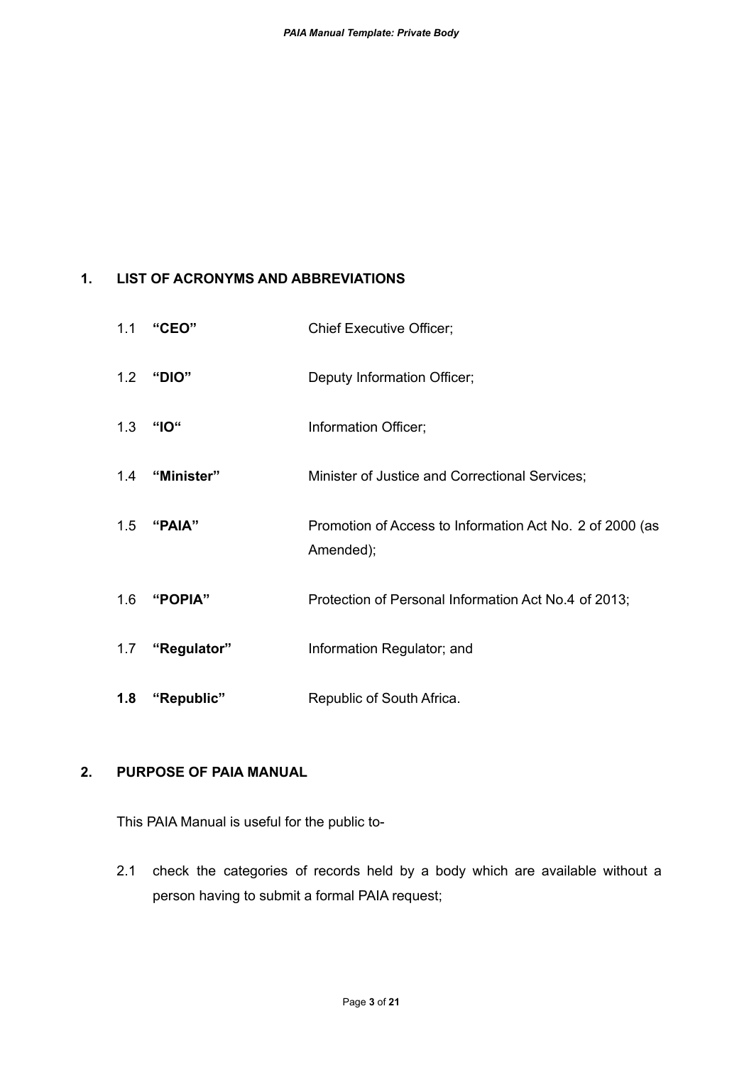## 1. LIST OF ACRONYMS AND ABBREVIATIONS

1.1 **"CEO"** Chief Executive Officer;

1.2 **"DIO"** Deputy Information Officer;

1.3 **"IO"** Information Officer;

1.4 **"Minister"** Minister of Justice and Correctional Services;

1.5 **"PAIA"** Promotion of Access to Information Act No. 2 of 2000 (as Amended);

1.6 **"POPIA"** Protection of Personal Information Act No.4 of 2013;

1.7 **"Regulator"** Information Regulator; and

**1.8** **"Republic"** Republic of South Africa.

## 2. PURPOSE OF PAIA MANUAL

This PAIA Manual is useful for the public to-

2.1 check the categories of records held by a body which are available without a person having to submit a formal PAIA request;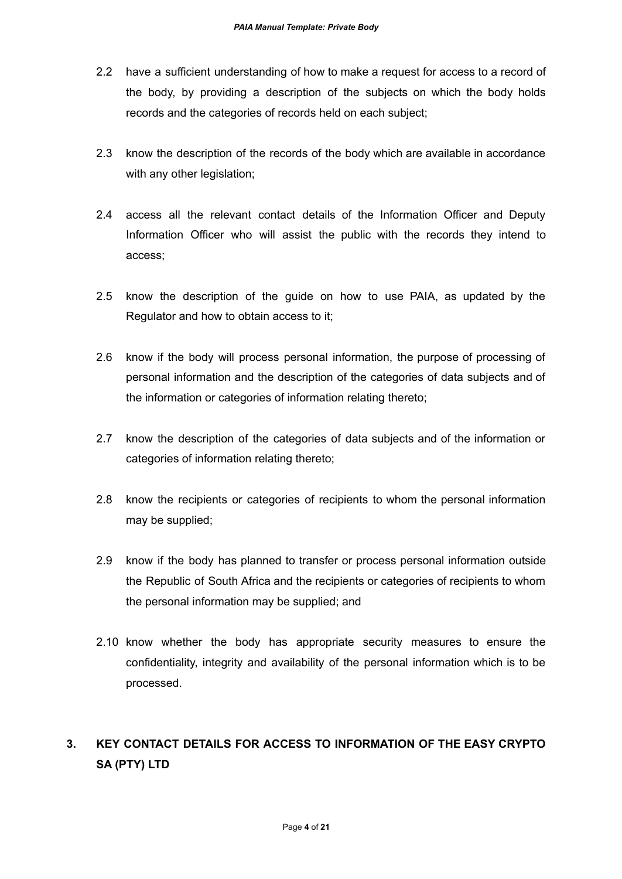2.2 have a sufficient understanding of how to make a request for access to a record of the body, by providing a description of the subjects on which the body holds records and the categories of records held on each subject;

2.3 know the description of the records of the body which are available in accordance with any other legislation;

2.4 access all the relevant contact details of the Information Officer and Deputy Information Officer who will assist the public with the records they intend to access;

2.5 know the description of the guide on how to use PAIA, as updated by the Regulator and how to obtain access to it;

2.6 know if the body will process personal information, the purpose of processing of personal information and the description of the categories of data subjects and of the information or categories of information relating thereto;

2.7 know the description of the categories of data subjects and of the information or categories of information relating thereto;

2.8 know the recipients or categories of recipients to whom the personal information may be supplied;

2.9 know if the body has planned to transfer or process personal information outside the Republic of South Africa and the recipients or categories of recipients to whom the personal information may be supplied; and

2.10 know whether the body has appropriate security measures to ensure the confidentiality, integrity and availability of the personal information which is to be processed.

## 3. KEY CONTACT DETAILS FOR ACCESS TO INFORMATION OF THE EASY CRYPTO SA (PTY) LTD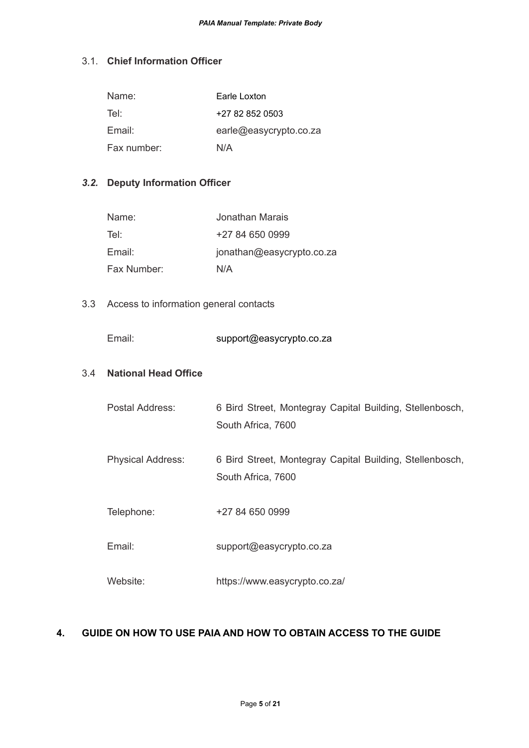### 3.1. Chief Information Officer

| | |
|---|---|
| Name: | Earle Loxton |
| Tel: | +27 82 852 0503 |
| Email: | earle@easycrypto.co.za |
| Fax number: | N/A |

### *3.2.* Deputy Information Officer

| | |
|---|---|
| Name: | Jonathan Marais |
| Tel: | +27 84 650 0999 |
| Email: | jonathan@easycrypto.co.za |
| Fax Number: | N/A |

3.3 Access to information general contacts

| | |
|---|---|
| Email: | support@easycrypto.co.za |

### 3.4 National Head Office

| | |
|---|---|
| Postal Address: | 6 Bird Street, Montegray Capital Building, Stellenbosch, South Africa, 7600 |
| Physical Address: | 6 Bird Street, Montegray Capital Building, Stellenbosch, South Africa, 7600 |
| Telephone: | +27 84 650 0999 |
| Email: | support@easycrypto.co.za |
| Website: | https://www.easycrypto.co.za/ |

## 4. GUIDE ON HOW TO USE PAIA AND HOW TO OBTAIN ACCESS TO THE GUIDE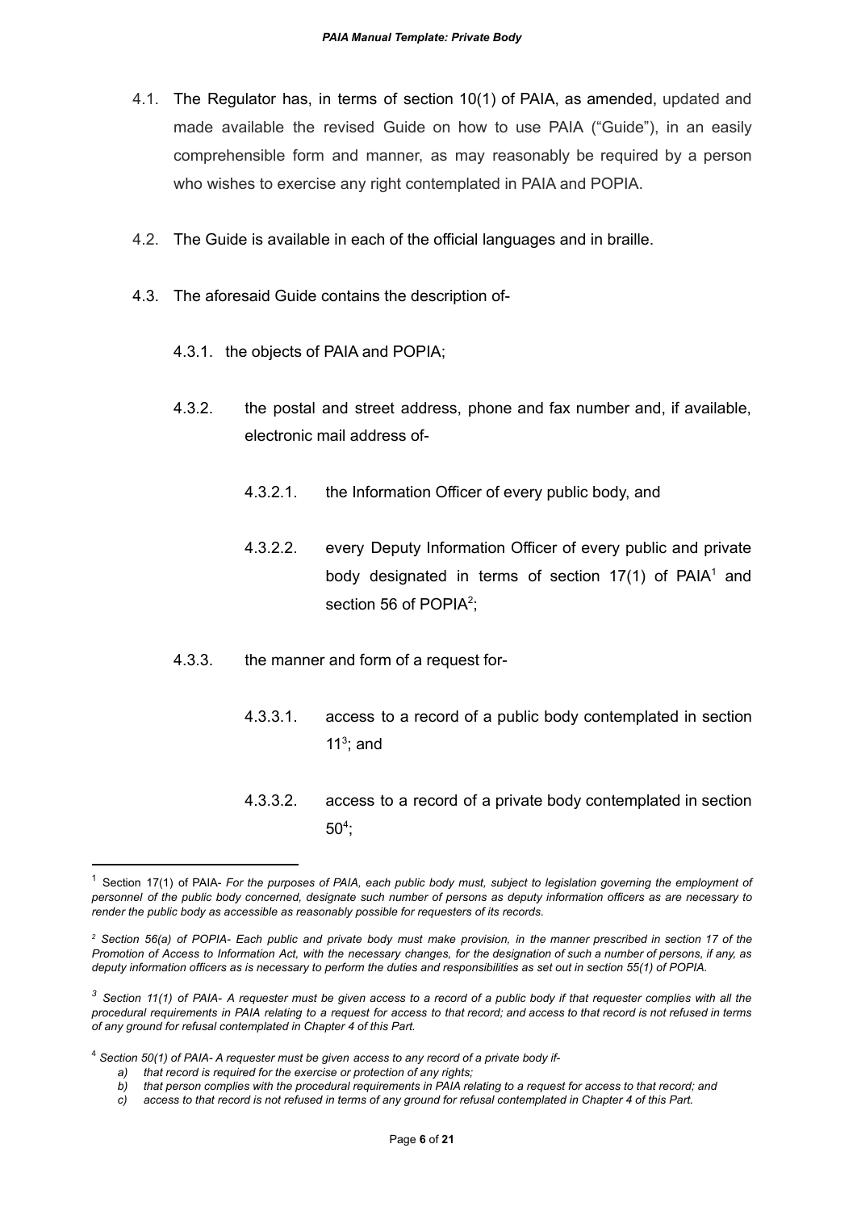4.1. The Regulator has, in terms of section 10(1) of PAIA, as amended, updated and made available the revised Guide on how to use PAIA ("Guide"), in an easily comprehensible form and manner, as may reasonably be required by a person who wishes to exercise any right contemplated in PAIA and POPIA.

4.2. The Guide is available in each of the official languages and in braille.

4.3. The aforesaid Guide contains the description of-

4.3.1. the objects of PAIA and POPIA;

4.3.2. the postal and street address, phone and fax number and, if available, electronic mail address of-

4.3.2.1. the Information Officer of every public body, and

4.3.2.2. every Deputy Information Officer of every public and private body designated in terms of section 17(1) of PAIA[1] and section 56 of POPIA[2];

4.3.3. the manner and form of a request for-

4.3.3.1. access to a record of a public body contemplated in section 11[3]; and

4.3.3.2. access to a record of a private body contemplated in section 50[4];

---

[1] Section 17(1) of PAIA- *For the purposes of PAIA, each public body must, subject to legislation governing the employment of personnel of the public body concerned, designate such number of persons as deputy information officers as are necessary to render the public body as accessible as reasonably possible for requesters of its records.*

[2] *Section 56(a) of POPIA- Each public and private body must make provision, in the manner prescribed in section 17 of the Promotion of Access to Information Act, with the necessary changes, for the designation of such a number of persons, if any, as deputy information officers as is necessary to perform the duties and responsibilities as set out in section 55(1) of POPIA.*

[3] *Section 11(1) of PAIA- A requester must be given access to a record of a public body if that requester complies with all the procedural requirements in PAIA relating to a request for access to that record; and access to that record is not refused in terms of any ground for refusal contemplated in Chapter 4 of this Part.*

[4] *Section 50(1) of PAIA- A requester must be given access to any record of a private body if-*

*a) that record is required for the exercise or protection of any rights;*
*b) that person complies with the procedural requirements in PAIA relating to a request for access to that record; and*
*c) access to that record is not refused in terms of any ground for refusal contemplated in Chapter 4 of this Part.*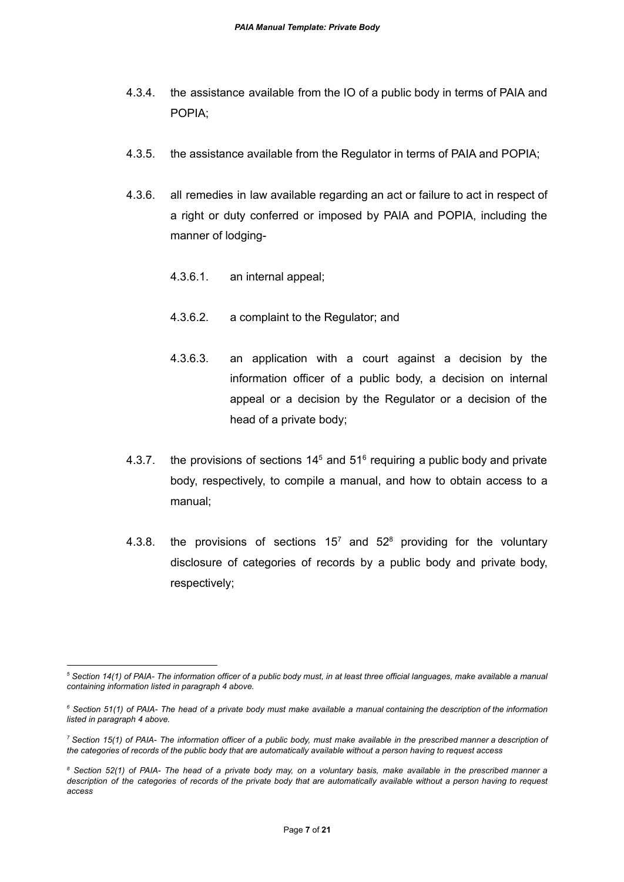4.3.4. the assistance available from the IO of a public body in terms of PAIA and POPIA;

4.3.5. the assistance available from the Regulator in terms of PAIA and POPIA;

4.3.6. all remedies in law available regarding an act or failure to act in respect of a right or duty conferred or imposed by PAIA and POPIA, including the manner of lodging-

   4.3.6.1. an internal appeal;

   4.3.6.2. a complaint to the Regulator; and

   4.3.6.3. an application with a court against a decision by the information officer of a public body, a decision on internal appeal or a decision by the Regulator or a decision of the head of a private body;

4.3.7. the provisions of sections 14[5] and 51[6] requiring a public body and private body, respectively, to compile a manual, and how to obtain access to a manual;

4.3.8. the provisions of sections 15[7] and 52[8] providing for the voluntary disclosure of categories of records by a public body and private body, respectively;

---

*[5] Section 14(1) of PAIA- The information officer of a public body must, in at least three official languages, make available a manual containing information listed in paragraph 4 above.*

*[6] Section 51(1) of PAIA- The head of a private body must make available a manual containing the description of the information listed in paragraph 4 above.*

*[7] Section 15(1) of PAIA- The information officer of a public body, must make available in the prescribed manner a description of the categories of records of the public body that are automatically available without a person having to request access*

*[8] Section 52(1) of PAIA- The head of a private body may, on a voluntary basis, make available in the prescribed manner a description of the categories of records of the private body that are automatically available without a person having to request access*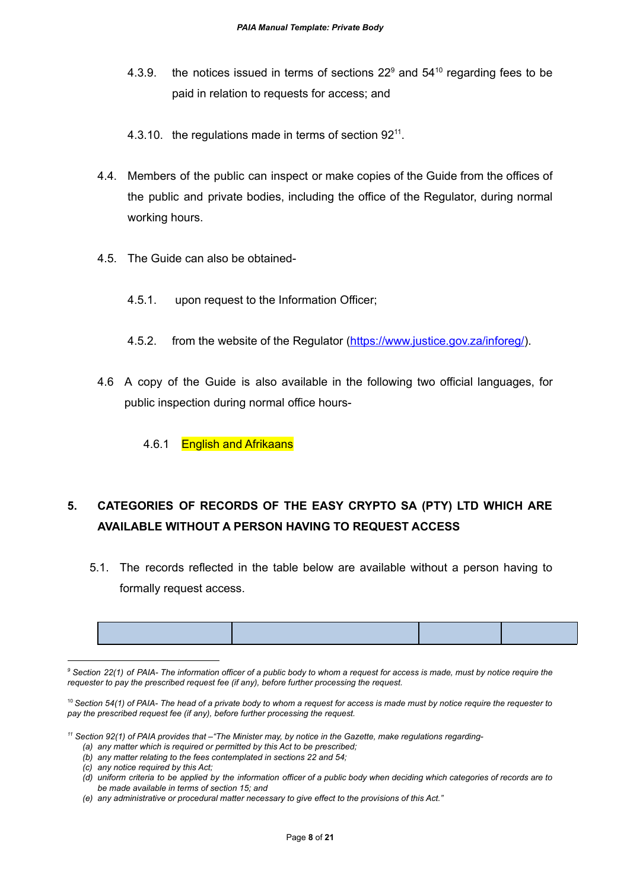4.3.9. the notices issued in terms of sections 22[9] and 54[10] regarding fees to be paid in relation to requests for access; and

4.3.10. the regulations made in terms of section 92[11].

4.4. Members of the public can inspect or make copies of the Guide from the offices of the public and private bodies, including the office of the Regulator, during normal working hours.

4.5. The Guide can also be obtained-

4.5.1. upon request to the Information Officer;

4.5.2. from the website of the Regulator (https://www.justice.gov.za/inforeg/).

4.6 A copy of the Guide is also available in the following two official languages, for public inspection during normal office hours-

4.6.1 English and Afrikaans

## 5. CATEGORIES OF RECORDS OF THE EASY CRYPTO SA (PTY) LTD WHICH ARE AVAILABLE WITHOUT A PERSON HAVING TO REQUEST ACCESS

5.1. The records reflected in the table below are available without a person having to formally request access.

| | | | |
|---|---|---|---|

---

*[9] Section 22(1) of PAIA- The information officer of a public body to whom a request for access is made, must by notice require the requester to pay the prescribed request fee (if any), before further processing the request.*

*[10] Section 54(1) of PAIA- The head of a private body to whom a request for access is made must by notice require the requester to pay the prescribed request fee (if any), before further processing the request.*

*[11] Section 92(1) of PAIA provides that –"The Minister may, by notice in the Gazette, make regulations regarding-*

*(a) any matter which is required or permitted by this Act to be prescribed;*

*(b) any matter relating to the fees contemplated in sections 22 and 54;*

*(c) any notice required by this Act;*

*(d) uniform criteria to be applied by the information officer of a public body when deciding which categories of records are to be made available in terms of section 15; and*

*(e) any administrative or procedural matter necessary to give effect to the provisions of this Act."*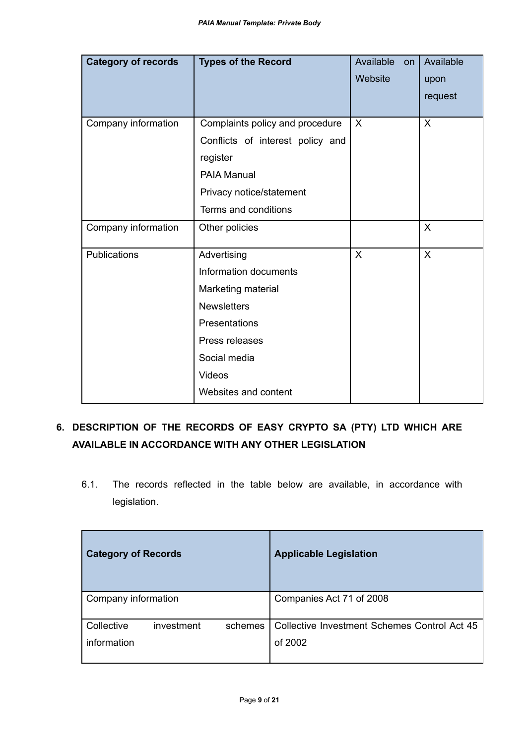| Category of records | Types of the Record | Available on Website | Available upon request |
|---|---|---|---|
| Company information | Complaints policy and procedure<br>Conflicts of interest policy and register<br>PAIA Manual<br>Privacy notice/statement<br>Terms and conditions | X | X |
| Company information | Other policies | | X |
| Publications | Advertising<br>Information documents<br>Marketing material<br>Newsletters<br>Presentations<br>Press releases<br>Social media<br>Videos<br>Websites and content | X | X |

## 6. DESCRIPTION OF THE RECORDS OF EASY CRYPTO SA (PTY) LTD WHICH ARE AVAILABLE IN ACCORDANCE WITH ANY OTHER LEGISLATION

6.1. The records reflected in the table below are available, in accordance with legislation.

| Category of Records | Applicable Legislation |
|---|---|
| Company information | Companies Act 71 of 2008 |
| Collective investment schemes information | Collective Investment Schemes Control Act 45 of 2002 |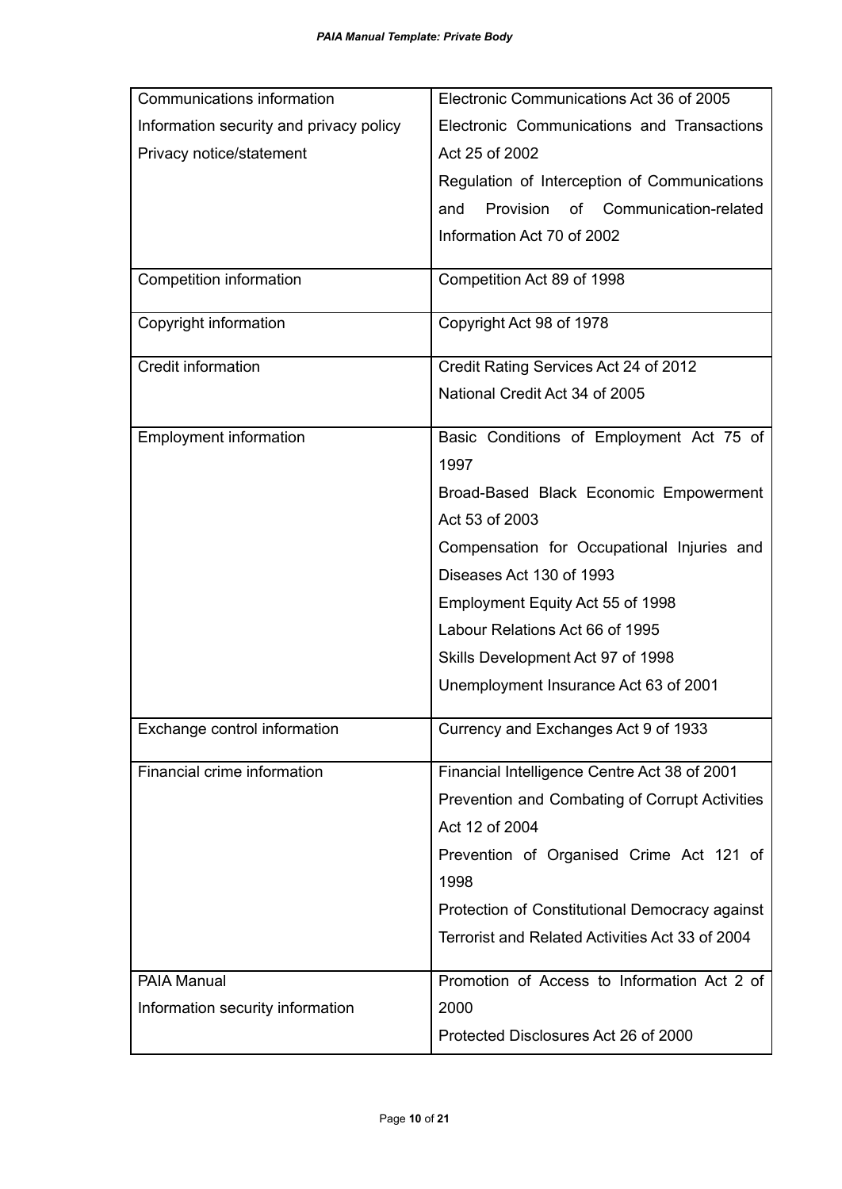| | |
|---|---|
| Communications information<br>Information security and privacy policy<br>Privacy notice/statement | Electronic Communications Act 36 of 2005<br>Electronic Communications and Transactions Act 25 of 2002<br>Regulation of Interception of Communications and Provision of Communication-related Information Act 70 of 2002 |
| Competition information | Competition Act 89 of 1998 |
| Copyright information | Copyright Act 98 of 1978 |
| Credit information | Credit Rating Services Act 24 of 2012<br>National Credit Act 34 of 2005 |
| Employment information | Basic Conditions of Employment Act 75 of 1997<br>Broad-Based Black Economic Empowerment Act 53 of 2003<br>Compensation for Occupational Injuries and Diseases Act 130 of 1993<br>Employment Equity Act 55 of 1998<br>Labour Relations Act 66 of 1995<br>Skills Development Act 97 of 1998<br>Unemployment Insurance Act 63 of 2001 |
| Exchange control information | Currency and Exchanges Act 9 of 1933 |
| Financial crime information | Financial Intelligence Centre Act 38 of 2001<br>Prevention and Combating of Corrupt Activities Act 12 of 2004<br>Prevention of Organised Crime Act 121 of 1998<br>Protection of Constitutional Democracy against Terrorist and Related Activities Act 33 of 2004 |
| PAIA Manual<br>Information security information | Promotion of Access to Information Act 2 of 2000<br>Protected Disclosures Act 26 of 2000 |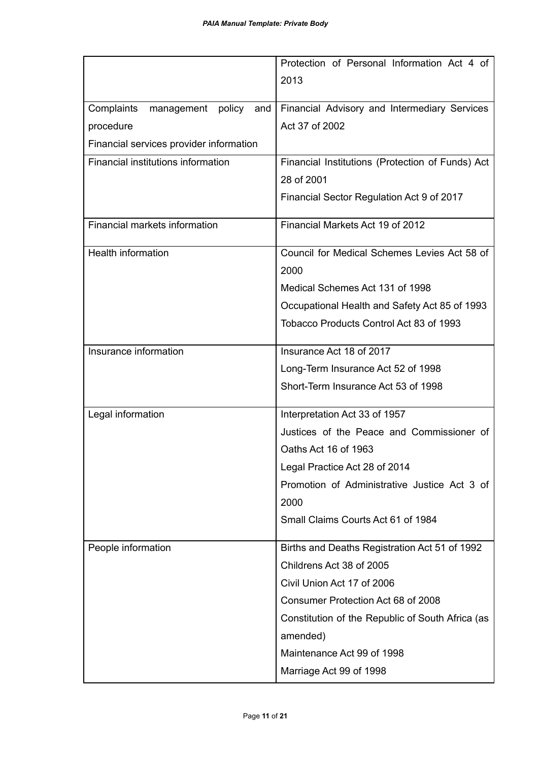| | |
|---|---|
| | Protection of Personal Information Act 4 of 2013 |
| Complaints management policy and procedure<br>Financial services provider information | Financial Advisory and Intermediary Services Act 37 of 2002 |
| Financial institutions information | Financial Institutions (Protection of Funds) Act 28 of 2001<br>Financial Sector Regulation Act 9 of 2017 |
| Financial markets information | Financial Markets Act 19 of 2012 |
| Health information | Council for Medical Schemes Levies Act 58 of 2000<br>Medical Schemes Act 131 of 1998<br>Occupational Health and Safety Act 85 of 1993<br>Tobacco Products Control Act 83 of 1993 |
| Insurance information | Insurance Act 18 of 2017<br>Long-Term Insurance Act 52 of 1998<br>Short-Term Insurance Act 53 of 1998 |
| Legal information | Interpretation Act 33 of 1957<br>Justices of the Peace and Commissioner of Oaths Act 16 of 1963<br>Legal Practice Act 28 of 2014<br>Promotion of Administrative Justice Act 3 of 2000<br>Small Claims Courts Act 61 of 1984 |
| People information | Births and Deaths Registration Act 51 of 1992<br>Childrens Act 38 of 2005<br>Civil Union Act 17 of 2006<br>Consumer Protection Act 68 of 2008<br>Constitution of the Republic of South Africa (as amended)<br>Maintenance Act 99 of 1998<br>Marriage Act 99 of 1998 |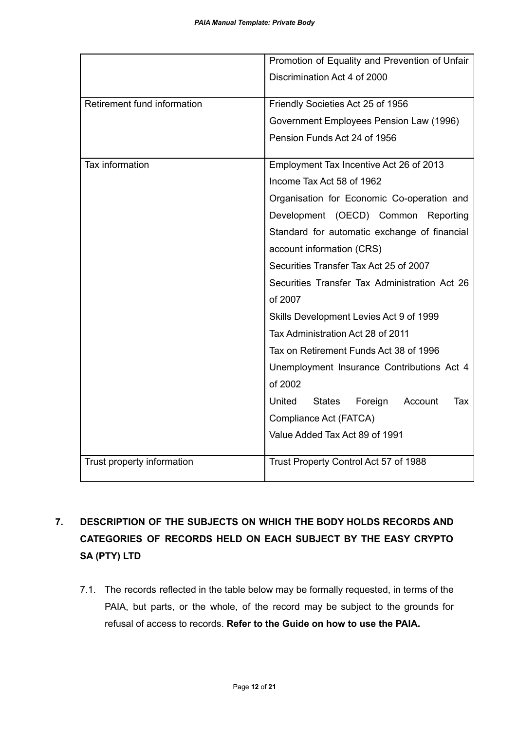| | |
|---|---|
| | Promotion of Equality and Prevention of Unfair Discrimination Act 4 of 2000 |
| Retirement fund information | Friendly Societies Act 25 of 1956<br>Government Employees Pension Law (1996)<br>Pension Funds Act 24 of 1956 |
| Tax information | Employment Tax Incentive Act 26 of 2013<br>Income Tax Act 58 of 1962<br>Organisation for Economic Co-operation and Development (OECD) Common Reporting Standard for automatic exchange of financial account information (CRS)<br>Securities Transfer Tax Act 25 of 2007<br>Securities Transfer Tax Administration Act 26 of 2007<br>Skills Development Levies Act 9 of 1999<br>Tax Administration Act 28 of 2011<br>Tax on Retirement Funds Act 38 of 1996<br>Unemployment Insurance Contributions Act 4 of 2002<br>United States Foreign Account Tax Compliance Act (FATCA)<br>Value Added Tax Act 89 of 1991 |
| Trust property information | Trust Property Control Act 57 of 1988 |

## 7. DESCRIPTION OF THE SUBJECTS ON WHICH THE BODY HOLDS RECORDS AND CATEGORIES OF RECORDS HELD ON EACH SUBJECT BY THE EASY CRYPTO SA (PTY) LTD

7.1. The records reflected in the table below may be formally requested, in terms of the PAIA, but parts, or the whole, of the record may be subject to the grounds for refusal of access to records. **Refer to the Guide on how to use the PAIA.**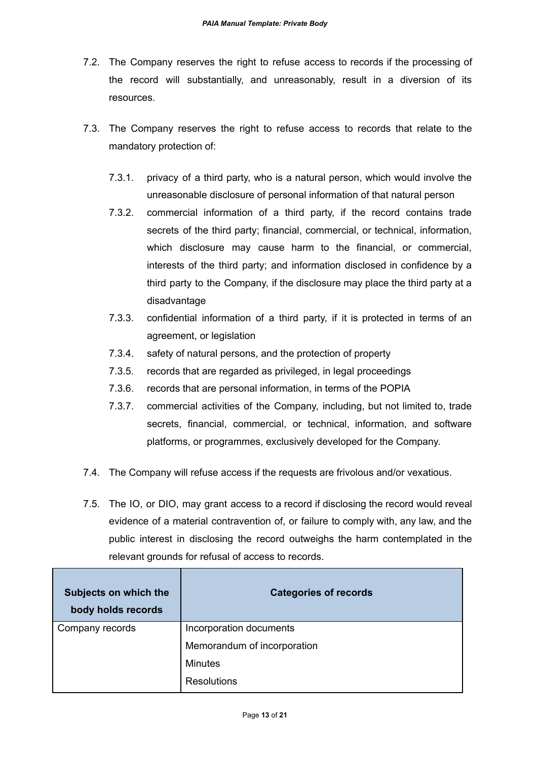7.2. The Company reserves the right to refuse access to records if the processing of the record will substantially, and unreasonably, result in a diversion of its resources.

7.3. The Company reserves the right to refuse access to records that relate to the mandatory protection of:

7.3.1. privacy of a third party, who is a natural person, which would involve the unreasonable disclosure of personal information of that natural person

7.3.2. commercial information of a third party, if the record contains trade secrets of the third party; financial, commercial, or technical, information, which disclosure may cause harm to the financial, or commercial, interests of the third party; and information disclosed in confidence by a third party to the Company, if the disclosure may place the third party at a disadvantage

7.3.3. confidential information of a third party, if it is protected in terms of an agreement, or legislation

7.3.4. safety of natural persons, and the protection of property

7.3.5. records that are regarded as privileged, in legal proceedings

7.3.6. records that are personal information, in terms of the POPIA

7.3.7. commercial activities of the Company, including, but not limited to, trade secrets, financial, commercial, or technical, information, and software platforms, or programmes, exclusively developed for the Company.

7.4. The Company will refuse access if the requests are frivolous and/or vexatious.

7.5. The IO, or DIO, may grant access to a record if disclosing the record would reveal evidence of a material contravention of, or failure to comply with, any law, and the public interest in disclosing the record outweighs the harm contemplated in the relevant grounds for refusal of access to records.

| Subjects on which the body holds records | Categories of records |
|---|---|
| Company records | Incorporation documents |
| | Memorandum of incorporation |
| | Minutes |
| | Resolutions |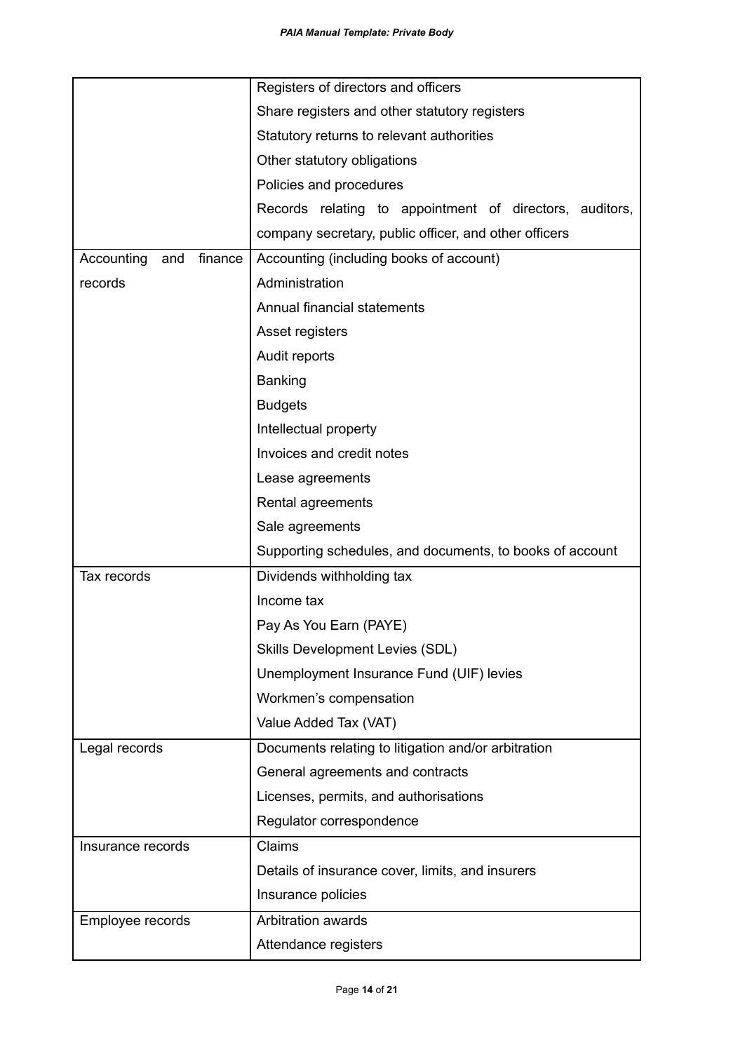| | |
|---|---|
| | Registers of directors and officers |
| | Share registers and other statutory registers |
| | Statutory returns to relevant authorities |
| | Other statutory obligations |
| | Policies and procedures |
| | Records relating to appointment of directors, auditors, company secretary, public officer, and other officers |
| Accounting and finance records | Accounting (including books of account) |
| | Administration |
| | Annual financial statements |
| | Asset registers |
| | Audit reports |
| | Banking |
| | Budgets |
| | Intellectual property |
| | Invoices and credit notes |
| | Lease agreements |
| | Rental agreements |
| | Sale agreements |
| | Supporting schedules, and documents, to books of account |
| Tax records | Dividends withholding tax |
| | Income tax |
| | Pay As You Earn (PAYE) |
| | Skills Development Levies (SDL) |
| | Unemployment Insurance Fund (UIF) levies |
| | Workmen's compensation |
| | Value Added Tax (VAT) |
| Legal records | Documents relating to litigation and/or arbitration |
| | General agreements and contracts |
| | Licenses, permits, and authorisations |
| | Regulator correspondence |
| Insurance records | Claims |
| | Details of insurance cover, limits, and insurers |
| | Insurance policies |
| Employee records | Arbitration awards |
| | Attendance registers |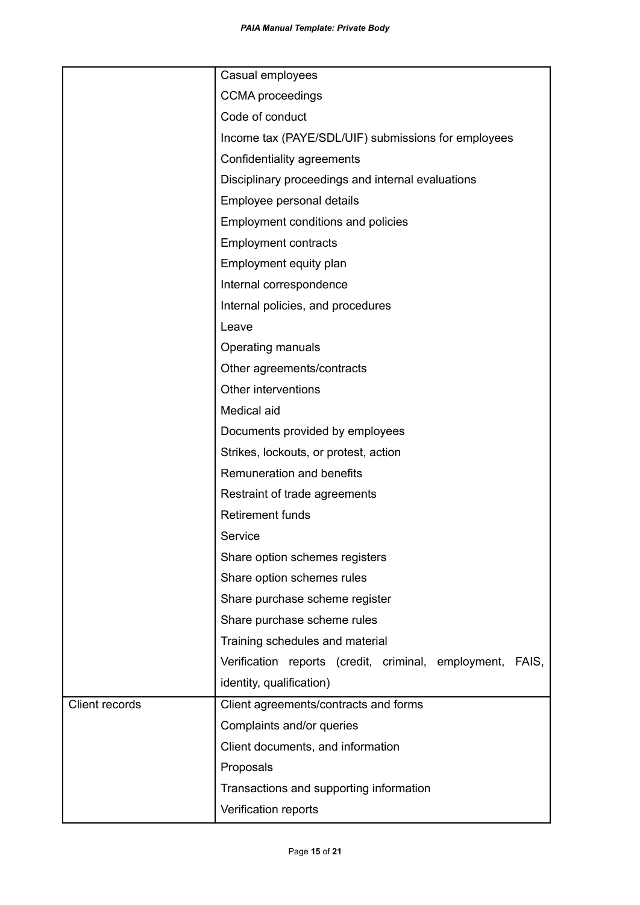| | |
|---|---|
| | Casual employees |
| | CCMA proceedings |
| | Code of conduct |
| | Income tax (PAYE/SDL/UIF) submissions for employees |
| | Confidentiality agreements |
| | Disciplinary proceedings and internal evaluations |
| | Employee personal details |
| | Employment conditions and policies |
| | Employment contracts |
| | Employment equity plan |
| | Internal correspondence |
| | Internal policies, and procedures |
| | Leave |
| | Operating manuals |
| | Other agreements/contracts |
| | Other interventions |
| | Medical aid |
| | Documents provided by employees |
| | Strikes, lockouts, or protest, action |
| | Remuneration and benefits |
| | Restraint of trade agreements |
| | Retirement funds |
| | Service |
| | Share option schemes registers |
| | Share option schemes rules |
| | Share purchase scheme register |
| | Share purchase scheme rules |
| | Training schedules and material |
| | Verification reports (credit, criminal, employment, FAIS, identity, qualification) |
| Client records | Client agreements/contracts and forms |
| | Complaints and/or queries |
| | Client documents, and information |
| | Proposals |
| | Transactions and supporting information |
| | Verification reports |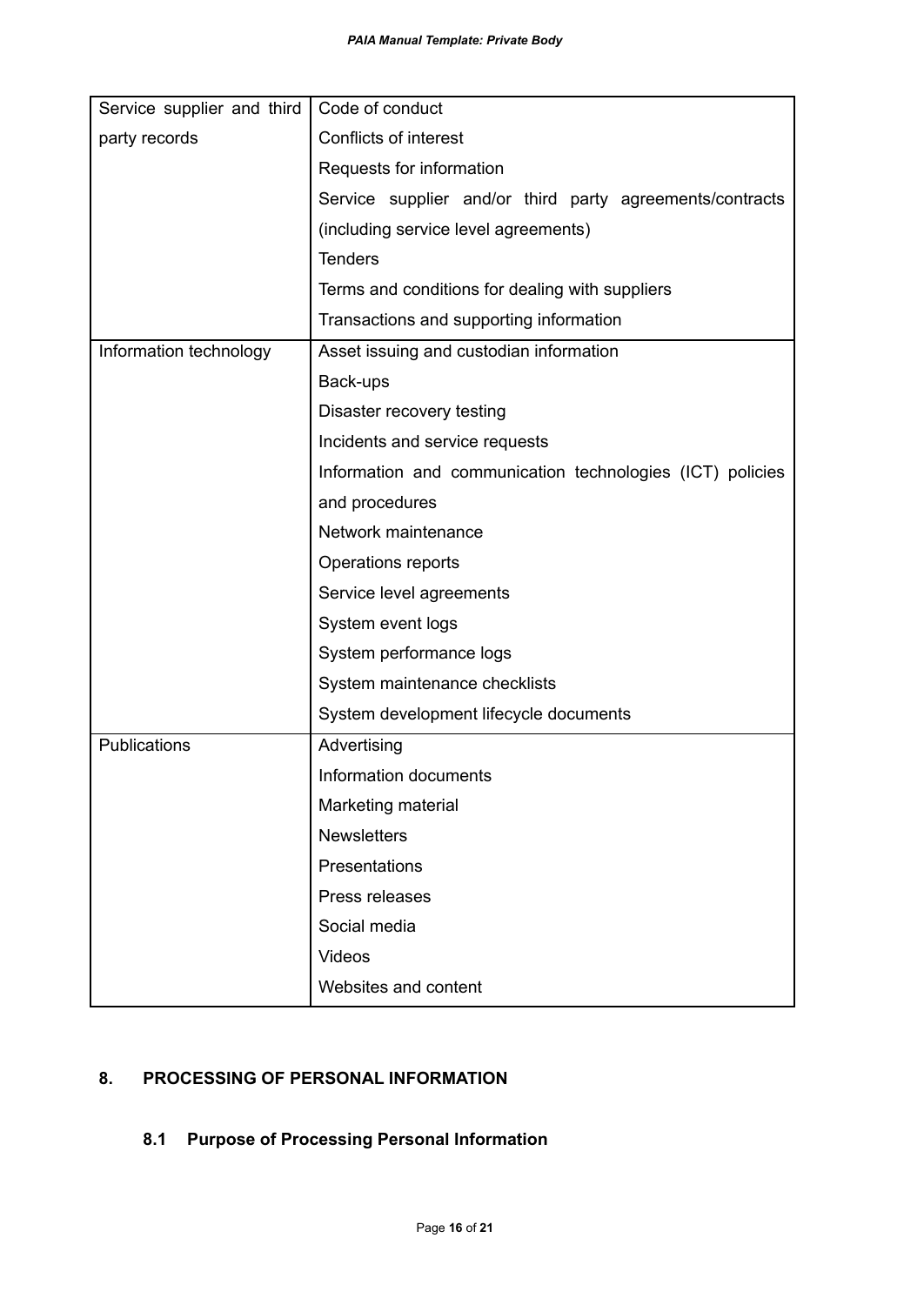| Service supplier and third party records | Code of conduct |
|---|---|
| | Conflicts of interest |
| | Requests for information |
| | Service supplier and/or third party agreements/contracts (including service level agreements) |
| | Tenders |
| | Terms and conditions for dealing with suppliers |
| | Transactions and supporting information |
| Information technology | Asset issuing and custodian information |
| | Back-ups |
| | Disaster recovery testing |
| | Incidents and service requests |
| | Information and communication technologies (ICT) policies and procedures |
| | Network maintenance |
| | Operations reports |
| | Service level agreements |
| | System event logs |
| | System performance logs |
| | System maintenance checklists |
| | System development lifecycle documents |
| Publications | Advertising |
| | Information documents |
| | Marketing material |
| | Newsletters |
| | Presentations |
| | Press releases |
| | Social media |
| | Videos |
| | Websites and content |

## 8. PROCESSING OF PERSONAL INFORMATION

### 8.1 Purpose of Processing Personal Information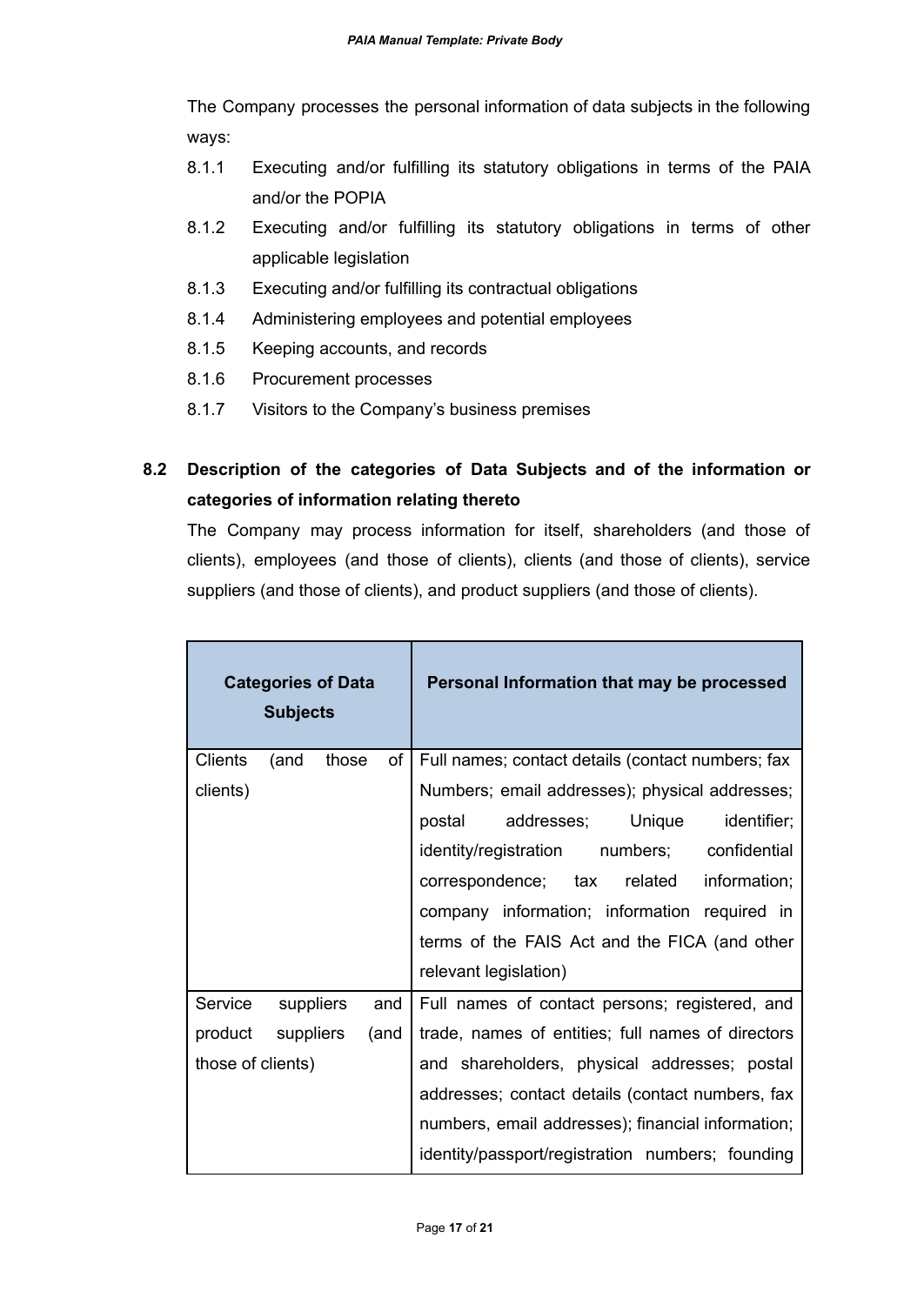The Company processes the personal information of data subjects in the following ways:

- 8.1.1 Executing and/or fulfilling its statutory obligations in terms of the PAIA and/or the POPIA
- 8.1.2 Executing and/or fulfilling its statutory obligations in terms of other applicable legislation
- 8.1.3 Executing and/or fulfilling its contractual obligations
- 8.1.4 Administering employees and potential employees
- 8.1.5 Keeping accounts, and records
- 8.1.6 Procurement processes
- 8.1.7 Visitors to the Company's business premises

## 8.2 Description of the categories of Data Subjects and of the information or categories of information relating thereto

The Company may process information for itself, shareholders (and those of clients), employees (and those of clients), clients (and those of clients), service suppliers (and those of clients), and product suppliers (and those of clients).

| Categories of Data Subjects | Personal Information that may be processed |
| --- | --- |
| Clients (and those of clients) | Full names; contact details (contact numbers; fax Numbers; email addresses); physical addresses; postal addresses; Unique identifier; identity/registration numbers; confidential correspondence; tax related information; company information; information required in terms of the FAIS Act and the FICA (and other relevant legislation) |
| Service suppliers and product suppliers (and those of clients) | Full names of contact persons; registered, and trade, names of entities; full names of directors and shareholders, physical addresses; postal addresses; contact details (contact numbers, fax numbers, email addresses); financial information; identity/passport/registration numbers; founding |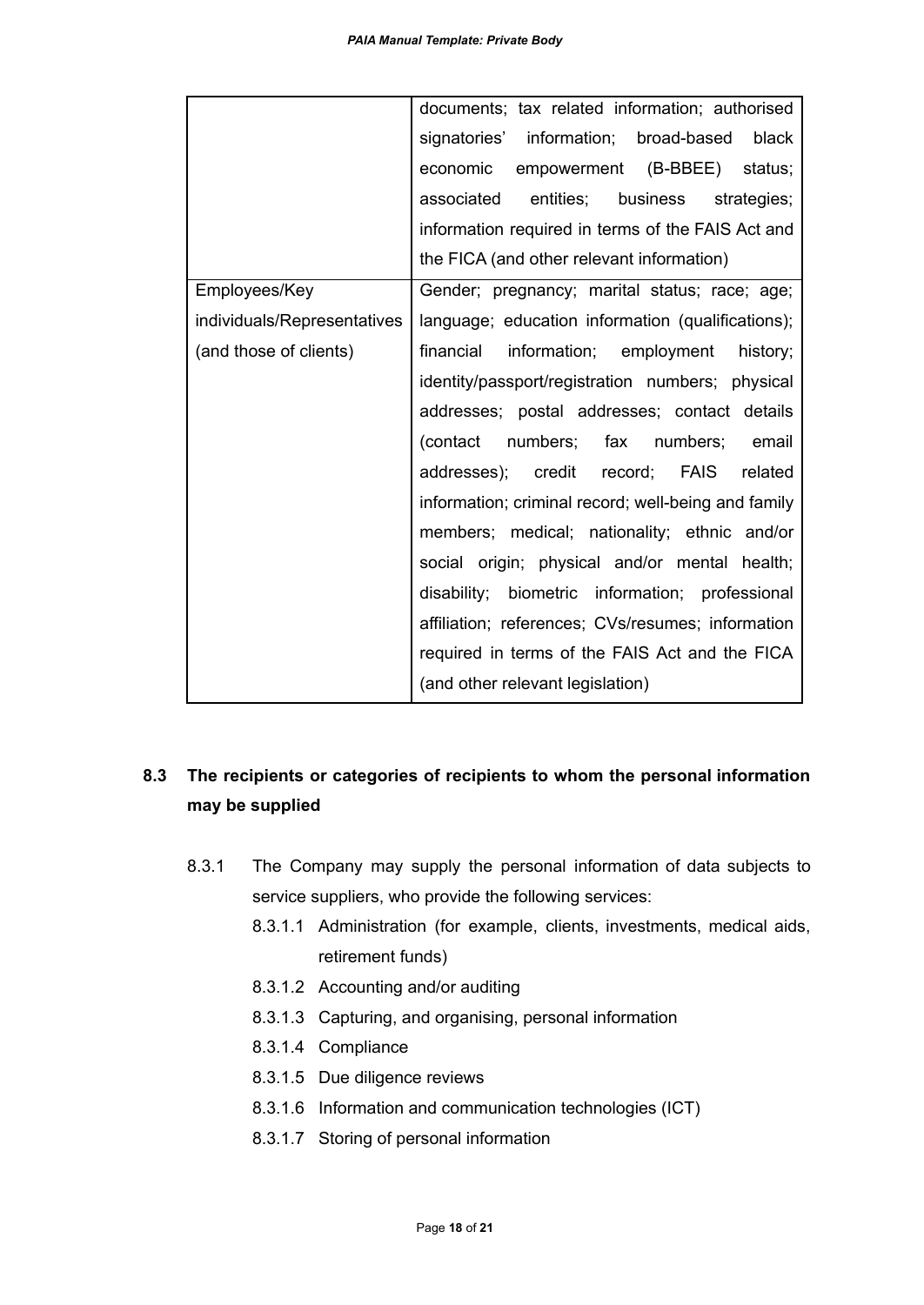| | |
|---|---|
| | documents; tax related information; authorised signatories' information; broad-based black economic empowerment (B-BBEE) status; associated entities; business strategies; information required in terms of the FAIS Act and the FICA (and other relevant information) |
| Employees/Key individuals/Representatives (and those of clients) | Gender; pregnancy; marital status; race; age; language; education information (qualifications); financial information; employment history; identity/passport/registration numbers; physical addresses; postal addresses; contact details (contact numbers; fax numbers; email addresses); credit record; FAIS related information; criminal record; well-being and family members; medical; nationality; ethnic and/or social origin; physical and/or mental health; disability; biometric information; professional affiliation; references; CVs/resumes; information required in terms of the FAIS Act and the FICA (and other relevant legislation) |

## 8.3 The recipients or categories of recipients to whom the personal information may be supplied

8.3.1 The Company may supply the personal information of data subjects to service suppliers, who provide the following services:

- 8.3.1.1 Administration (for example, clients, investments, medical aids, retirement funds)
- 8.3.1.2 Accounting and/or auditing
- 8.3.1.3 Capturing, and organising, personal information
- 8.3.1.4 Compliance
- 8.3.1.5 Due diligence reviews
- 8.3.1.6 Information and communication technologies (ICT)
- 8.3.1.7 Storing of personal information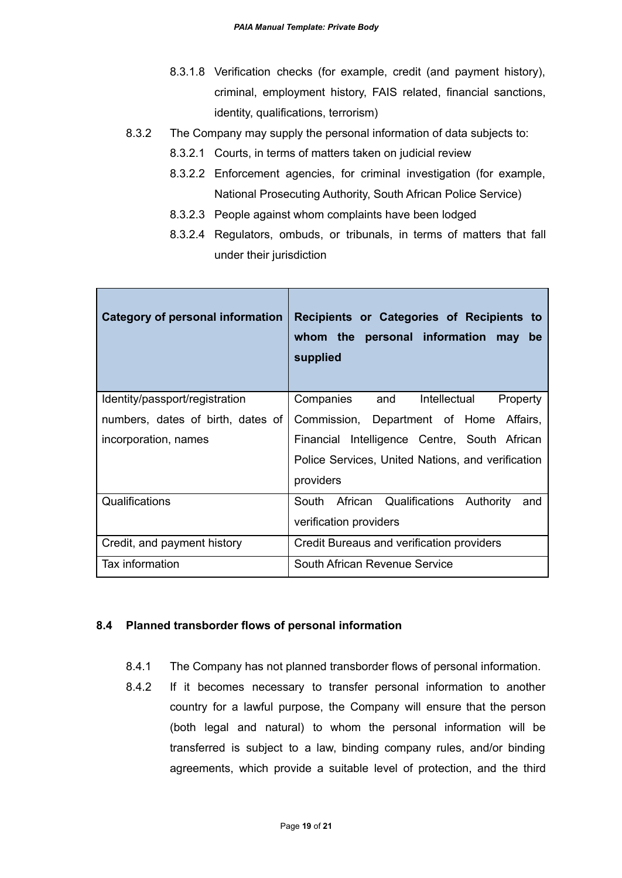8.3.1.8 Verification checks (for example, credit (and payment history), criminal, employment history, FAIS related, financial sanctions, identity, qualifications, terrorism)

8.3.2 The Company may supply the personal information of data subjects to:

8.3.2.1 Courts, in terms of matters taken on judicial review

8.3.2.2 Enforcement agencies, for criminal investigation (for example, National Prosecuting Authority, South African Police Service)

8.3.2.3 People against whom complaints have been lodged

8.3.2.4 Regulators, ombuds, or tribunals, in terms of matters that fall under their jurisdiction

| Category of personal information | Recipients or Categories of Recipients to whom the personal information may be supplied |
|---|---|
| Identity/passport/registration numbers, dates of birth, dates of incorporation, names | Companies and Intellectual Property Commission, Department of Home Affairs, Financial Intelligence Centre, South African Police Services, United Nations, and verification providers |
| Qualifications | South African Qualifications Authority and verification providers |
| Credit, and payment history | Credit Bureaus and verification providers |
| Tax information | South African Revenue Service |

### 8.4 Planned transborder flows of personal information

8.4.1 The Company has not planned transborder flows of personal information.

8.4.2 If it becomes necessary to transfer personal information to another country for a lawful purpose, the Company will ensure that the person (both legal and natural) to whom the personal information will be transferred is subject to a law, binding company rules, and/or binding agreements, which provide a suitable level of protection, and the third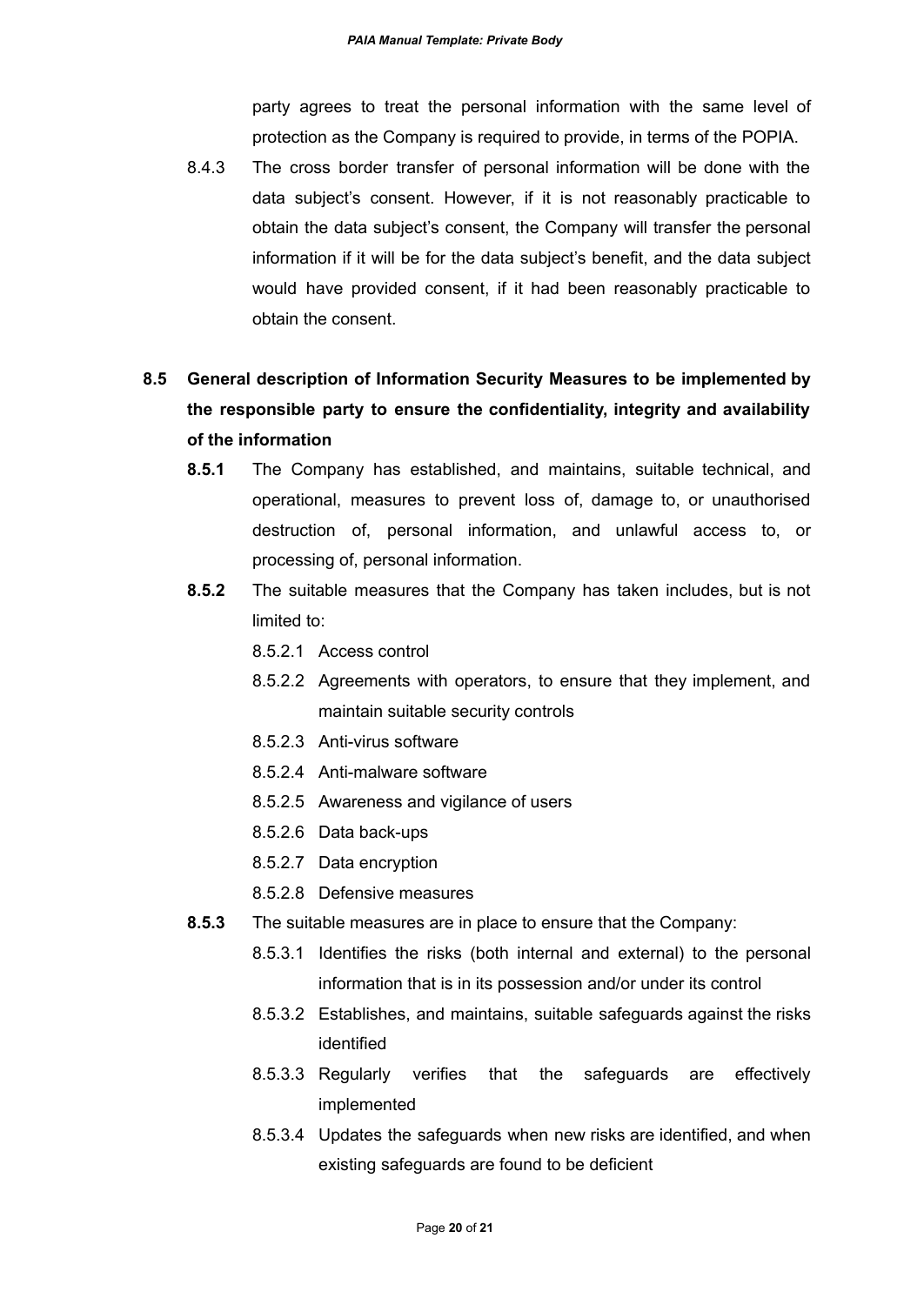party agrees to treat the personal information with the same level of protection as the Company is required to provide, in terms of the POPIA.

8.4.3 The cross border transfer of personal information will be done with the data subject's consent. However, if it is not reasonably practicable to obtain the data subject's consent, the Company will transfer the personal information if it will be for the data subject's benefit, and the data subject would have provided consent, if it had been reasonably practicable to obtain the consent.

## 8.5 General description of Information Security Measures to be implemented by the responsible party to ensure the confidentiality, integrity and availability of the information

**8.5.1** The Company has established, and maintains, suitable technical, and operational, measures to prevent loss of, damage to, or unauthorised destruction of, personal information, and unlawful access to, or processing of, personal information.

**8.5.2** The suitable measures that the Company has taken includes, but is not limited to:

- 8.5.2.1 Access control
- 8.5.2.2 Agreements with operators, to ensure that they implement, and maintain suitable security controls
- 8.5.2.3 Anti-virus software
- 8.5.2.4 Anti-malware software
- 8.5.2.5 Awareness and vigilance of users
- 8.5.2.6 Data back-ups
- 8.5.2.7 Data encryption
- 8.5.2.8 Defensive measures

**8.5.3** The suitable measures are in place to ensure that the Company:

- 8.5.3.1 Identifies the risks (both internal and external) to the personal information that is in its possession and/or under its control
- 8.5.3.2 Establishes, and maintains, suitable safeguards against the risks identified
- 8.5.3.3 Regularly verifies that the safeguards are effectively implemented
- 8.5.3.4 Updates the safeguards when new risks are identified, and when existing safeguards are found to be deficient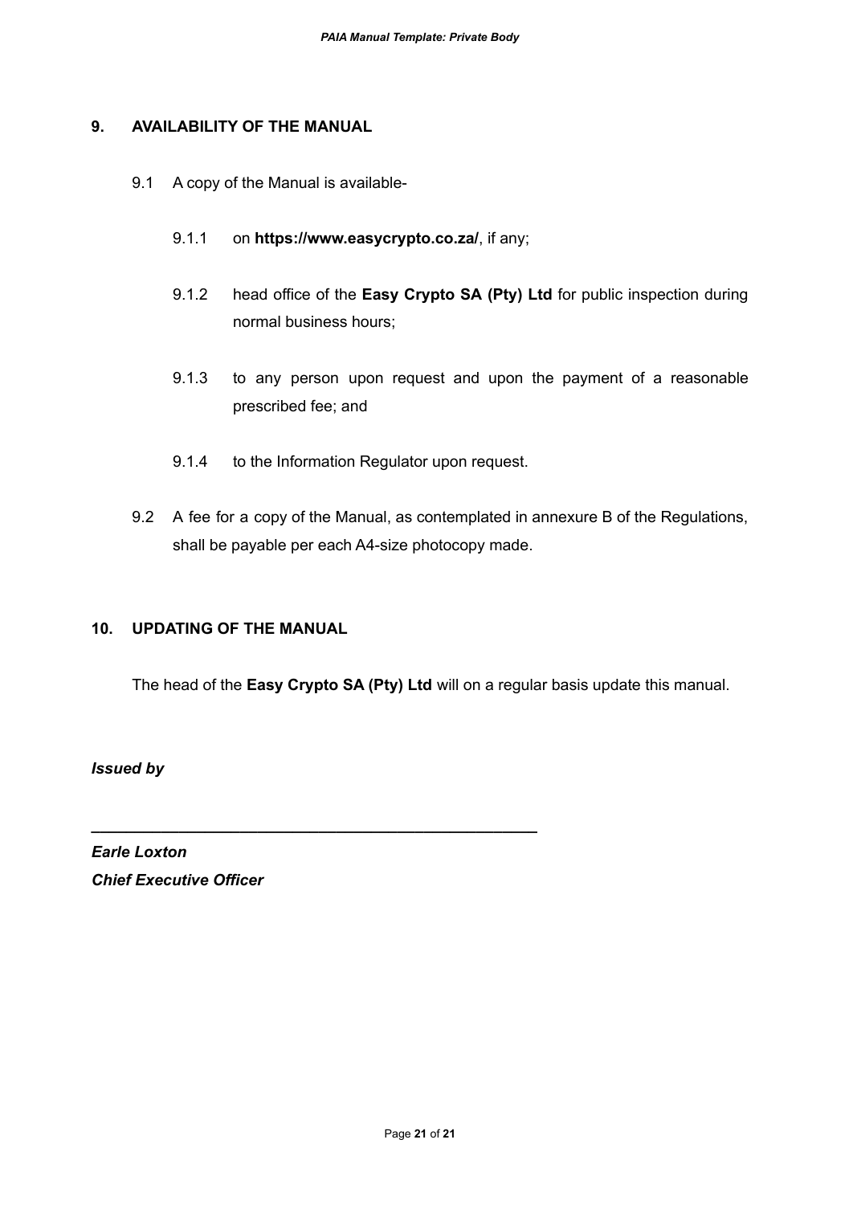## 9. AVAILABILITY OF THE MANUAL

9.1 A copy of the Manual is available-

9.1.1 on **https://www.easycrypto.co.za/**, if any;

9.1.2 head office of the **Easy Crypto SA (Pty) Ltd** for public inspection during normal business hours;

9.1.3 to any person upon request and upon the payment of a reasonable prescribed fee; and

9.1.4 to the Information Regulator upon request.

9.2 A fee for a copy of the Manual, as contemplated in annexure B of the Regulations, shall be payable per each A4-size photocopy made.

## 10. UPDATING OF THE MANUAL

The head of the **Easy Crypto SA (Pty) Ltd** will on a regular basis update this manual.

***Issued by***

\_\_\_\_\_\_\_\_\_\_\_\_\_\_\_\_\_\_\_\_\_\_\_\_\_\_\_\_\_\_\_\_\_\_\_\_\_\_\_\_\_\_\_\_\_\_\_\_

***Earle Loxton***
***Chief Executive Officer***